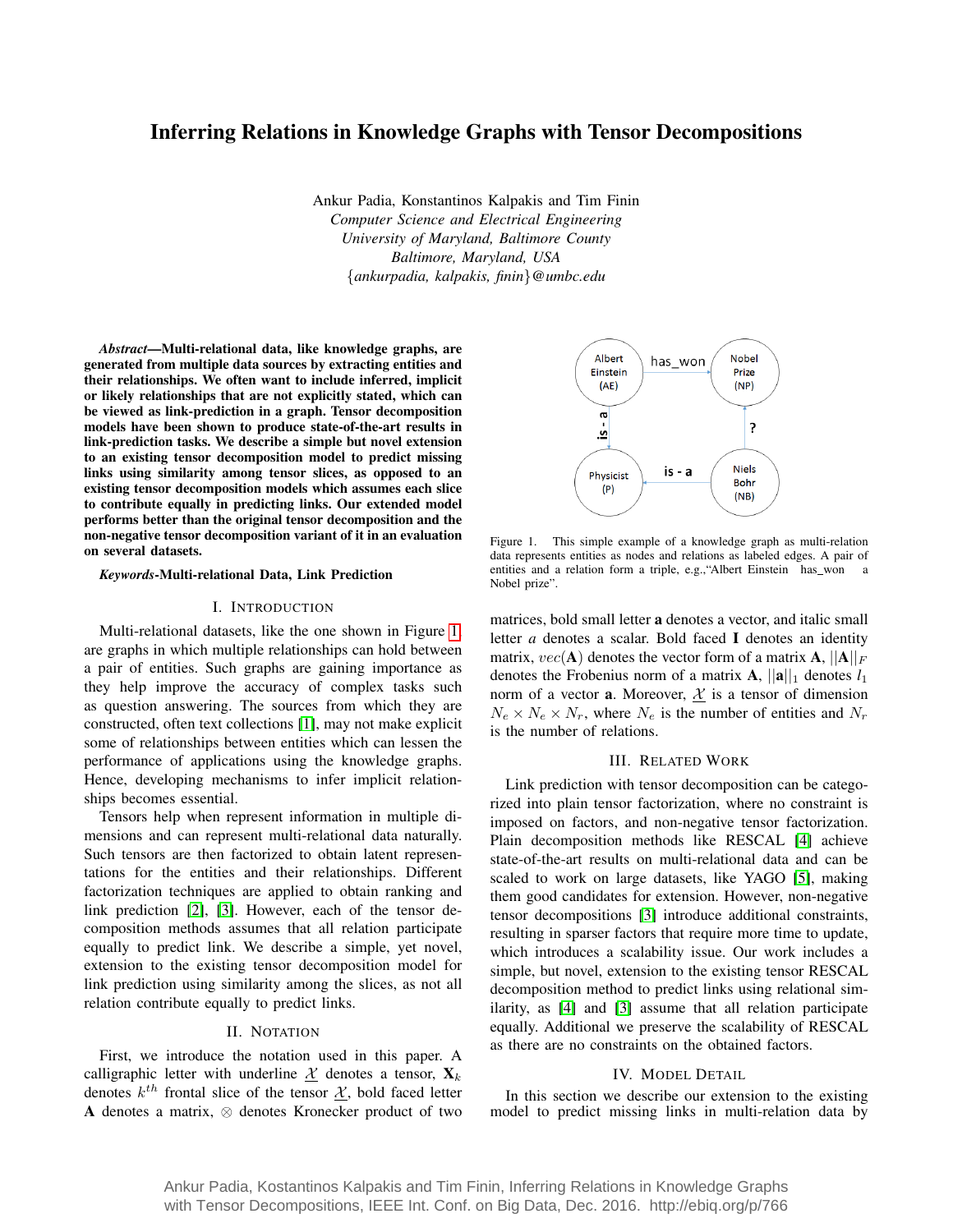# Inferring Relations in Knowledge Graphs with Tensor Decompositions

Ankur Padia, Konstantinos Kalpakis and Tim Finin
*Computer Science and Electrical Engineering*
*University of Maryland, Baltimore County*
*Baltimore, Maryland, USA*
{*ankurpadia, kalpakis, finin*}*@umbc.edu*

***Abstract*—Multi-relational data, like knowledge graphs, are generated from multiple data sources by extracting entities and their relationships. We often want to include inferred, implicit or likely relationships that are not explicitly stated, which can be viewed as link-prediction in a graph. Tensor decomposition models have been shown to produce state-of-the-art results in link-prediction tasks. We describe a simple but novel extension to an existing tensor decomposition model to predict missing links using similarity among tensor slices, as opposed to an existing tensor decomposition models which assumes each slice to contribute equally in predicting links. Our extended model performs better than the original tensor decomposition and the non-negative tensor decomposition variant of it in an evaluation on several datasets.**

***Keywords*-Multi-relational Data, Link Prediction**

## I. Introduction

Multi-relational datasets, like the one shown in Figure 1, are graphs in which multiple relationships can hold between a pair of entities. Such graphs are gaining importance as they help improve the accuracy of complex tasks such as question answering. The sources from which they are constructed, often text collections [1], may not make explicit some of relationships between entities which can lessen the performance of applications using the knowledge graphs. Hence, developing mechanisms to infer implicit relationships becomes essential.

Tensors help when represent information in multiple dimensions and can represent multi-relational data naturally. Such tensors are then factorized to obtain latent representations for the entities and their relationships. Different factorization techniques are applied to obtain ranking and link prediction [2], [3]. However, each of the tensor decomposition methods assumes that all relation participate equally to predict link. We describe a simple, yet novel, extension to the existing tensor decomposition model for link prediction using similarity among the slices, as not all relation contribute equally to predict links.

Figure 1. This simple example of a knowledge graph as multi-relation data represents entities as nodes and relations as labeled edges. A pair of entities and a relation form a triple, e.g.,"Albert Einstein has_won a Nobel prize".

## II. Notation

First, we introduce the notation used in this paper. A calligraphic letter with underline $\underline{\mathcal{X}}$ denotes a tensor, $\mathbf{X}_k$ denotes $k^{th}$ frontal slice of the tensor $\underline{\mathcal{X}}$, bold faced letter $\mathbf{A}$ denotes a matrix, $\otimes$ denotes Kronecker product of two matrices, bold small letter $\mathbf{a}$ denotes a vector, and italic small letter $a$ denotes a scalar. Bold faced $\mathbf{I}$ denotes an identity matrix, $vec(\mathbf{A})$ denotes the vector form of a matrix $\mathbf{A}$, $||\mathbf{A}||_F$ denotes the Frobenius norm of a matrix $\mathbf{A}$, $||\mathbf{a}||_1$ denotes $l_1$ norm of a vector $\mathbf{a}$. Moreover, $\underline{\mathcal{X}}$ is a tensor of dimension $N_e \times N_e \times N_r$, where $N_e$ is the number of entities and $N_r$ is the number of relations.

## III. Related Work

Link prediction with tensor decomposition can be categorized into plain tensor factorization, where no constraint is imposed on factors, and non-negative tensor factorization. Plain decomposition methods like RESCAL [4] achieve state-of-the-art results on multi-relational data and can be scaled to work on large datasets, like YAGO [5], making them good candidates for extension. However, non-negative tensor decompositions [3] introduce additional constraints, resulting in sparser factors that require more time to update, which introduces a scalability issue. Our work includes a simple, but novel, extension to the existing tensor RESCAL decomposition method to predict links using relational similarity, as [4] and [3] assume that all relation participate equally. Additional we preserve the scalability of RESCAL as there are no constraints on the obtained factors.

## IV. Model Detail

In this section we describe our extension to the existing model to predict missing links in multi-relation data by

Ankur Padia, Kostantinos Kalpakis and Tim Finin, Inferring Relations in Knowledge Graphs with Tensor Decompositions, IEEE Int. Conf. on Big Data, Dec. 2016. http://ebiq.org/p/766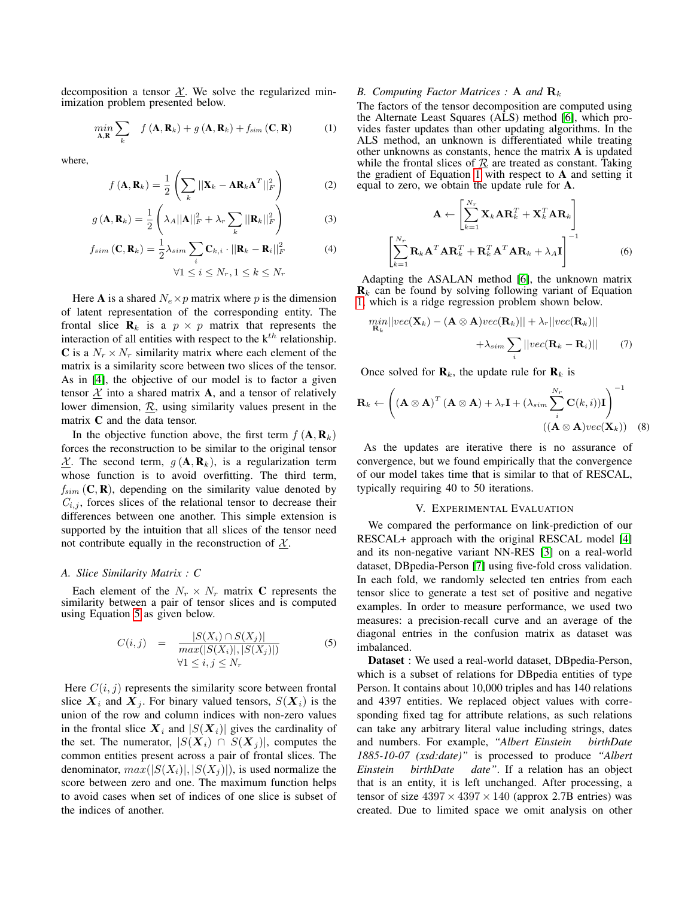decomposition a tensor $\underline{\mathcal{X}}$. We solve the regularized minimization problem presented below.

$$\underset{\mathbf{A},\mathbf{R}}{min} \sum_{k} \quad f\left(\mathbf{A}, \mathbf{R}_k\right) + g\left(\mathbf{A}, \mathbf{R}_k\right) + f_{sim}\left(\mathbf{C}, \mathbf{R}\right) \tag{1}$$

where,

$$f\left(\mathbf{A}, \mathbf{R}_k\right) = \frac{1}{2}\left(\sum_{k} ||\mathbf{X}_k - \mathbf{A}\mathbf{R}_k\mathbf{A}^T||_F^2\right) \tag{2}$$

$$g\left(\mathbf{A}, \mathbf{R}_k\right) = \frac{1}{2}\left(\lambda_A||\mathbf{A}||_F^2 + \lambda_r \sum_{k} ||\mathbf{R}_k||_F^2\right) \tag{3}$$

$$f_{sim}\left(\mathbf{C}, \mathbf{R}_k\right) = \frac{1}{2}\lambda_{sim} \sum_{i} \mathbf{C}_{k,i} \cdot ||\mathbf{R}_k - \mathbf{R}_i||_F^2 \tag{4}$$

$$\forall 1 \leq i \leq N_r, 1 \leq k \leq N_r$$

Here $\mathbf{A}$ is a shared $N_e \times p$ matrix where $p$ is the dimension of latent representation of the corresponding entity. The frontal slice $\mathbf{R}_k$ is a $p \times p$ matrix that represents the interaction of all entities with respect to the k$^{th}$ relationship. $\mathbf{C}$ is a $N_r \times N_r$ similarity matrix where each element of the matrix is a similarity score between two slices of the tensor. As in [4], the objective of our model is to factor a given tensor $\underline{\mathcal{X}}$ into a shared matrix $\mathbf{A}$, and a tensor of relatively lower dimension, $\underline{\mathcal{R}}$, using similarity values present in the matrix $\mathbf{C}$ and the data tensor.

In the objective function above, the first term $f\left(\mathbf{A}, \mathbf{R}_k\right)$ forces the reconstruction to be similar to the original tensor $\underline{\mathcal{X}}$. The second term, $g\left(\mathbf{A}, \mathbf{R}_k\right)$, is a regularization term whose function is to avoid overfitting. The third term, $f_{sim}\left(\mathbf{C}, \mathbf{R}\right)$, depending on the similarity value denoted by $C_{i,j}$, forces slices of the relational tensor to decrease their differences between one another. This simple extension is supported by the intuition that all slices of the tensor need not contribute equally in the reconstruction of $\underline{\mathcal{X}}$.

### A. Slice Similarity Matrix : C

Each element of the $N_r \times N_r$ matrix $\mathbf{C}$ represents the similarity between a pair of tensor slices and is computed using Equation 5 as given below.

$$C(i,j) \quad = \quad \frac{|S(X_i) \cap S(X_j)|}{max(|S(X_i)|, |S(X_j)|)} \tag{5}$$

$$\forall 1 \leq i,j \leq N_r$$

Here $C(i,j)$ represents the similarity score between frontal slice $\boldsymbol{X}_i$ and $\boldsymbol{X}_j$. For binary valued tensors, $S(\boldsymbol{X}_i)$ is the union of the row and column indices with non-zero values in the frontal slice $\boldsymbol{X}_i$ and $|S(\boldsymbol{X}_i)|$ gives the cardinality of the set. The numerator, $|S(\boldsymbol{X}_i) \cap S(\boldsymbol{X}_j)|$, computes the common entities present across a pair of frontal slices. The denominator, $max(|S(X_i)|, |S(X_j)|)$, is used normalize the score between zero and one. The maximum function helps to avoid cases when set of indices of one slice is subset of the indices of another.

### B. Computing Factor Matrices : $\mathbf{A}$ and $\mathbf{R}_k$

The factors of the tensor decomposition are computed using the Alternate Least Squares (ALS) method [6], which provides faster updates than other updating algorithms. In the ALS method, an unknown is differentiated while treating other unknowns as constants, hence the matrix $\mathbf{A}$ is updated while the frontal slices of $\underline{\mathcal{R}}$ are treated as constant. Taking the gradient of Equation 1 with respect to $\mathbf{A}$ and setting it equal to zero, we obtain the update rule for $\mathbf{A}$.

$$\mathbf{A} \leftarrow \left[\sum_{k=1}^{N_r} \mathbf{X}_k\mathbf{A}\mathbf{R}_k^T + \mathbf{X}_k^T\mathbf{A}\mathbf{R}_k\right]$$
$$\left[\sum_{k=1}^{N_r} \mathbf{R}_k\mathbf{A}^T\mathbf{A}\mathbf{R}_k^T + \mathbf{R}_k^T\mathbf{A}^T\mathbf{A}\mathbf{R}_k + \lambda_A\mathbf{I}\right]^{-1} \tag{6}$$

Adapting the ASALAN method [6], the unknown matrix $\mathbf{R}_k$ can be found by solving following variant of Equation 1, which is a ridge regression problem shown below.

$$\underset{\mathbf{R}_k}{min}||vec(\mathbf{X}_k) - (\mathbf{A} \otimes \mathbf{A})vec(\mathbf{R}_k)|| + \lambda_r||vec(\mathbf{R}_k)||$$
$$+\lambda_{sim} \sum_{i} ||vec(\mathbf{R}_k - \mathbf{R}_i)|| \tag{7}$$

Once solved for $\mathbf{R}_k$, the update rule for $\mathbf{R}_k$ is

$$\mathbf{R}_k \leftarrow \left(\left(\mathbf{A} \otimes \mathbf{A}\right)^T\left(\mathbf{A} \otimes \mathbf{A}\right) + \lambda_r\mathbf{I} + (\lambda_{sim}\sum_{i}^{N_r}\mathbf{C}(k,i))\mathbf{I}\right)^{-1}$$
$$((\mathbf{A} \otimes \mathbf{A})vec(\mathbf{X}_k)) \tag{8}$$

As the updates are iterative there is no assurance of convergence, but we found empirically that the convergence of our model takes time that is similar to that of RESCAL, typically requiring 40 to 50 iterations.

## V. Experimental Evaluation

We compared the performance on link-prediction of our RESCAL+ approach with the original RESCAL model [4] and its non-negative variant NN-RES [3] on a real-world dataset, DBpedia-Person [7] using five-fold cross validation. In each fold, we randomly selected ten entries from each tensor slice to generate a test set of positive and negative examples. In order to measure performance, we used two measures: a precision-recall curve and an average of the diagonal entries in the confusion matrix as dataset was imbalanced.

**Dataset** : We used a real-world dataset, DBpedia-Person, which is a subset of relations for DBpedia entities of type Person. It contains about 10,000 triples and has 140 relations and 4397 entities. We replaced object values with corresponding fixed tag for attribute relations, as such relations can take any arbitrary literal value including strings, dates and numbers. For example, *"Albert Einstein birthDate 1885-10-07 (xsd:date)"* is processed to produce *"Albert Einstein birthDate date"*. If a relation has an object that is an entity, it is left unchanged. After processing, a tensor of size $4397 \times 4397 \times 140$ (approx 2.7B entries) was created. Due to limited space we omit analysis on other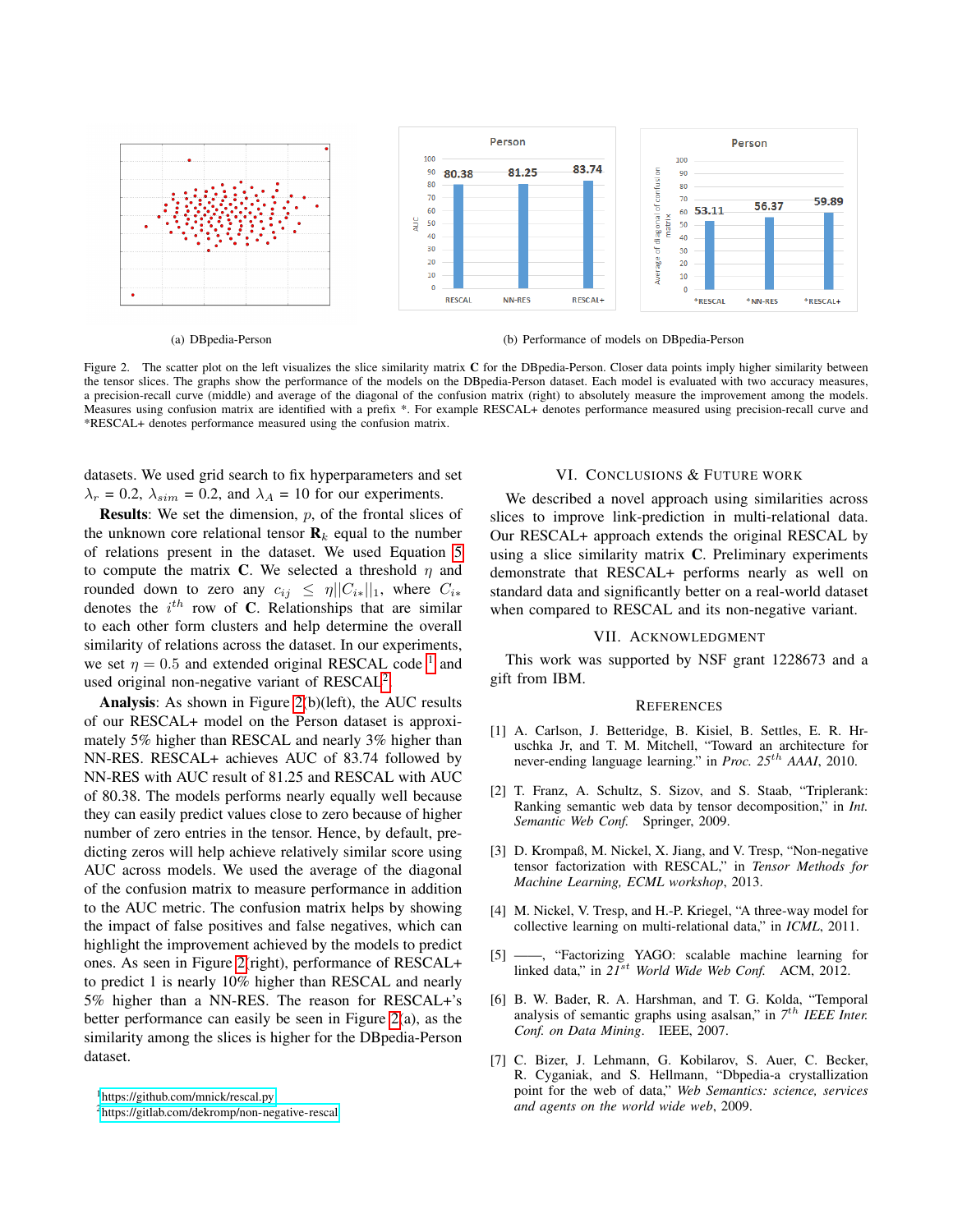Person

100
90
80
70
60
50
40
30
20
10
0

AUC

80.38
81.25
83.74

RESCAL
NN-RES
RESCAL+

Person

100
90
80
70
60
50
40
30
20
10
0

Average of diagonal of confusion matrix

53.11
56.37
59.89

*RESCAL
*NN-RES
*RESCAL+

(a) DBpedia-Person

(b) Performance of models on DBpedia-Person

Figure 2. The scatter plot on the left visualizes the slice similarity matrix **C** for the DBpedia-Person. Closer data points imply higher similarity between the tensor slices. The graphs show the performance of the models on the DBpedia-Person dataset. Each model is evaluated with two accuracy measures, a precision-recall curve (middle) and average of the diagonal of the confusion matrix (right) to absolutely measure the improvement among the models. Measures using confusion matrix are identified with a prefix *. For example RESCAL+ denotes performance measured using precision-recall curve and *RESCAL+ denotes performance measured using the confusion matrix.

datasets. We used grid search to fix hyperparameters and set $\lambda_r = 0.2$, $\lambda_{sim} = 0.2$, and $\lambda_A = 10$ for our experiments.

**Results**: We set the dimension, $p$, of the frontal slices of the unknown core relational tensor $\mathbf{R}_k$ equal to the number of relations present in the dataset. We used Equation 5 to compute the matrix **C**. We selected a threshold $\eta$ and rounded down to zero any $c_{ij} \leq \eta||C_{i*}||_1$, where $C_{i*}$ denotes the $i^{th}$ row of **C**. Relationships that are similar to each other form clusters and help determine the overall similarity of relations across the dataset. In our experiments, we set $\eta = 0.5$ and extended original RESCAL code [1] and used original non-negative variant of RESCAL[2].

**Analysis**: As shown in Figure 2(b)(left), the AUC results of our RESCAL+ model on the Person dataset is approximately 5% higher than RESCAL and nearly 3% higher than NN-RES. RESCAL+ achieves AUC of 83.74 followed by NN-RES with AUC result of 81.25 and RESCAL with AUC of 80.38. The models performs nearly equally well because they can easily predict values close to zero because of higher number of zero entries in the tensor. Hence, by default, predicting zeros will help achieve relatively similar score using AUC across models. We used the average of the diagonal of the confusion matrix to measure performance in addition to the AUC metric. The confusion matrix helps by showing the impact of false positives and false negatives, which can highlight the improvement achieved by the models to predict ones. As seen in Figure 2(right), performance of RESCAL+ to predict 1 is nearly 10% higher than RESCAL and nearly 5% higher than a NN-RES. The reason for RESCAL+'s better performance can easily be seen in Figure 2(a), as the similarity among the slices is higher for the DBpedia-Person dataset.

[1]https://github.com/mnick/rescal.py
[2]https://gitlab.com/dekromp/non-negative-rescal

## VI. Conclusions & Future Work

We described a novel approach using similarities across slices to improve link-prediction in multi-relational data. Our RESCAL+ approach extends the original RESCAL by using a slice similarity matrix **C**. Preliminary experiments demonstrate that RESCAL+ performs nearly as well on standard data and significantly better on a real-world dataset when compared to RESCAL and its non-negative variant.

## VII. Acknowledgment

This work was supported by NSF grant 1228673 and a gift from IBM.

## References

[1] A. Carlson, J. Betteridge, B. Kisiel, B. Settles, E. R. Hruschka Jr, and T. M. Mitchell, "Toward an architecture for never-ending language learning." in *Proc. 25$^{th}$ AAAI*, 2010.

[2] T. Franz, A. Schultz, S. Sizov, and S. Staab, "Triplerank: Ranking semantic web data by tensor decomposition," in *Int. Semantic Web Conf.* Springer, 2009.

[3] D. Krompaß, M. Nickel, X. Jiang, and V. Tresp, "Non-negative tensor factorization with RESCAL," in *Tensor Methods for Machine Learning, ECML workshop*, 2013.

[4] M. Nickel, V. Tresp, and H.-P. Kriegel, "A three-way model for collective learning on multi-relational data," in *ICML*, 2011.

[5] ——, "Factorizing YAGO: scalable machine learning for linked data," in *21$^{st}$ World Wide Web Conf.* ACM, 2012.

[6] B. W. Bader, R. A. Harshman, and T. G. Kolda, "Temporal analysis of semantic graphs using asalsan," in *7$^{th}$ IEEE Inter. Conf. on Data Mining*. IEEE, 2007.

[7] C. Bizer, J. Lehmann, G. Kobilarov, S. Auer, C. Becker, R. Cyganiak, and S. Hellmann, "Dbpedia-a crystallization point for the web of data," *Web Semantics: science, services and agents on the world wide web*, 2009.